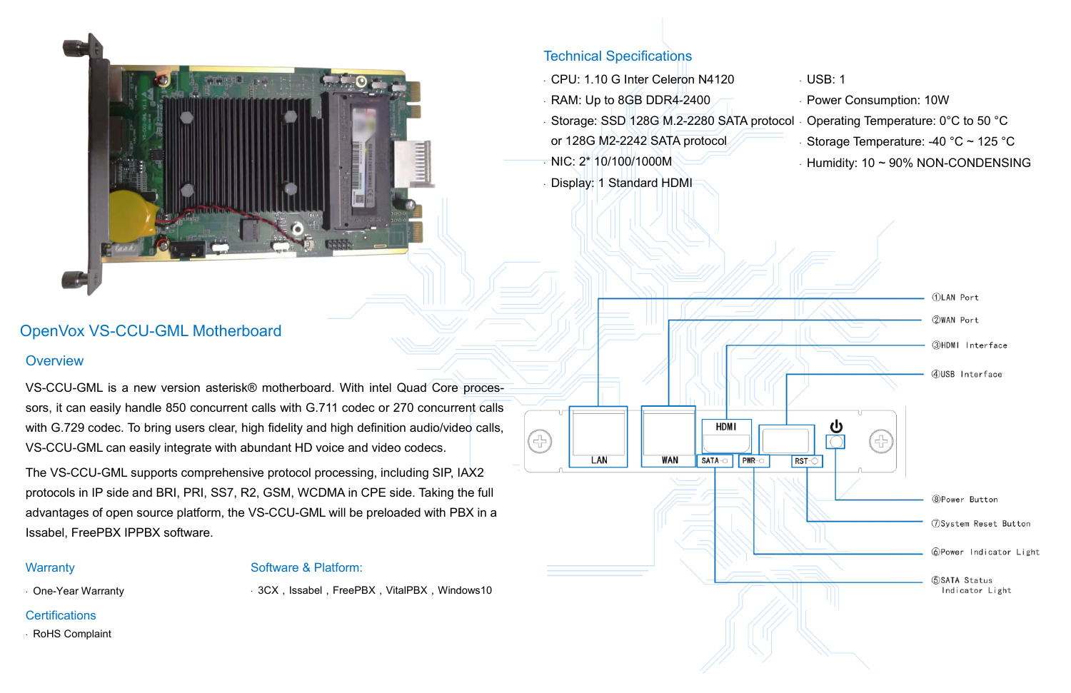# OpenVox VS-CCU-GML Motherboard

## Overview

VS-CCU-GML is a new version asterisk® motherboard. With intel Quad Core processors, it can easily handle 850 concurrent calls with G.711 codec or 270 concurrent calls with G.729 codec. To bring users clear, high fidelity and high definition audio/video calls, VS-CCU-GML can easily integrate with abundant HD voice and video codecs.

The VS-CCU-GML supports comprehensive protocol processing, including SIP, IAX2 protocols in IP side and BRI, PRI, SS7, R2, GSM, WCDMA in CPE side. Taking the full advantages of open source platform, the VS-CCU-GML will be preloaded with PBX in a Issabel, FreePBX IPPBX software.

## Warranty

- One-Year Warranty

## Certifications

- RoHS Complaint

## Software & Platform:

- 3CX，Issabel，FreePBX，VitalPBX，Windows10

## Technical Specifications

- CPU: 1.10 G Inter Celeron N4120
- RAM: Up to 8GB DDR4-2400
- Storage: SSD 128G M.2-2280 SATA protocol or 128G M2-2242 SATA protocol
- NIC: 2* 10/100/1000M
- Display: 1 Standard HDMI
- USB: 1
- Power Consumption: 10W
- Operating Temperature: 0°C to 50 °C
- Storage Temperature: -40 °C ~ 125 °C
- Humidity: 10 ~ 90% NON-CONDENSING

①LAN Port
②WAN Port
③HDMI Interface
④USB Interface
⑤SATA Status Indicator Light
⑥Power Indicator Light
⑦System Reset Button
⑧Power Button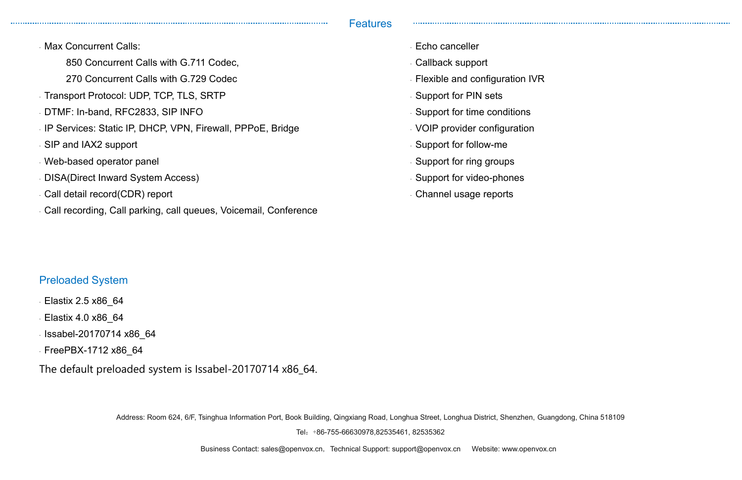## Features

- Max Concurrent Calls:
  - 850 Concurrent Calls with G.711 Codec,
  - 270 Concurrent Calls with G.729 Codec
- Transport Protocol: UDP, TCP, TLS, SRTP
- DTMF: In-band, RFC2833, SIP INFO
- IP Services: Static IP, DHCP, VPN, Firewall, PPPoE, Bridge
- SIP and IAX2 support
- Web-based operator panel
- DISA(Direct Inward System Access)
- Call detail record(CDR) report
- Call recording, Call parking, call queues, Voicemail, Conference
- Echo canceller
- Callback support
- Flexible and configuration IVR
- Support for PIN sets
- Support for time conditions
- VOIP provider configuration
- Support for follow-me
- Support for ring groups
- Support for video-phones
- Channel usage reports

## Preloaded System

- Elastix 2.5 x86_64
- Elastix 4.0 x86_64
- Issabel-20170714 x86_64
- FreePBX-1712 x86_64

The default preloaded system is Issabel-20170714 x86_64.

Address: Room 624, 6/F, Tsinghua Information Port, Book Building, Qingxiang Road, Longhua Street, Longhua District, Shenzhen, Guangdong, China 518109

Tel：+86-755-66630978,82535461, 82535362

Business Contact: sales@openvox.cn， Technical Support: support@openvox.cn Website: www.openvox.cn